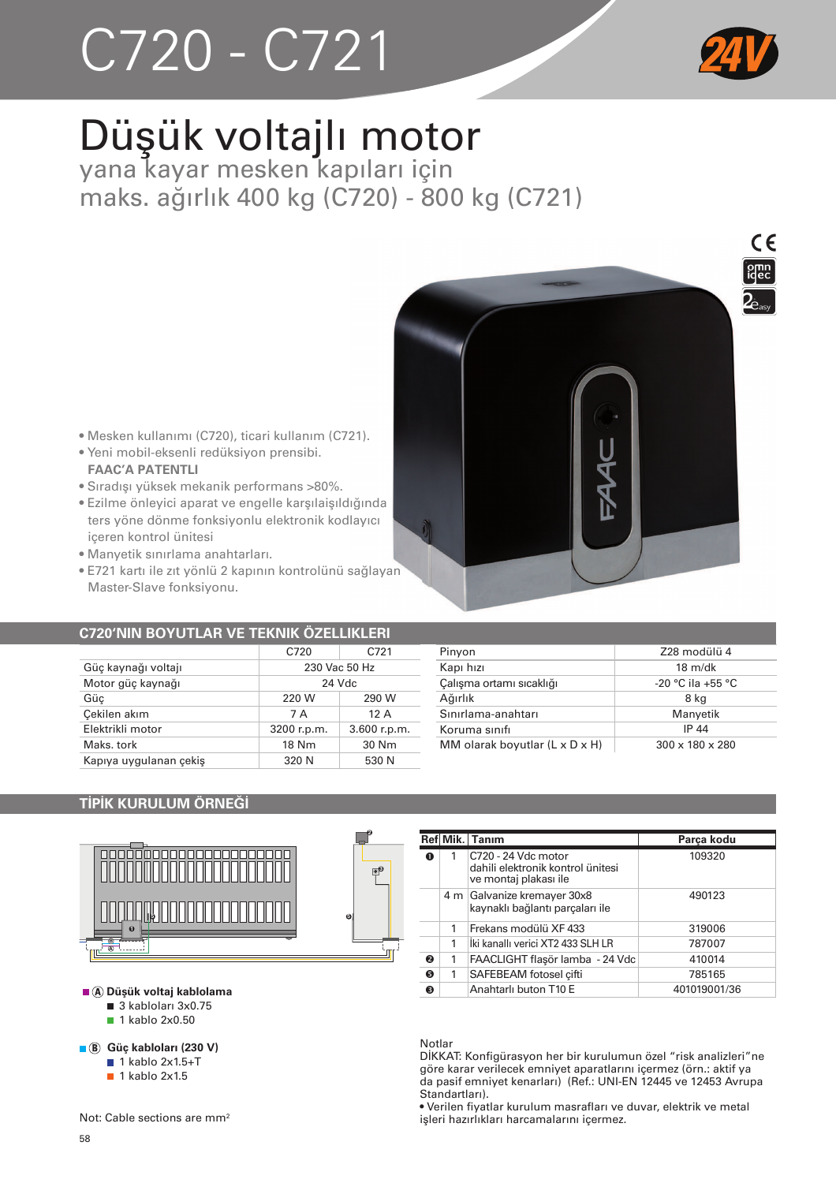# C720 - C721

24V

# Düşük voltajlı motor

## yana kayar mesken kapıları için
## maks. ağırlık 400 kg (C720) - 800 kg (C721)

- Mesken kullanımı (C720), ticari kullanım (C721).
- Yeni mobil-eksenli redüksiyon prensibi. **FAAC'A PATENTLİ**
- Sıradışı yüksek mekanik performans >80%.
- Ezilme önleyici aparat ve engelle karşılaişıldığında ters yöne dönme fonksiyonlu elektronik kodlayıcı içeren kontrol ünitesi
- Manyetik sınırlama anahtarları.
- E721 kartı ile zıt yönlü 2 kapının kontrolünü sağlayan Master-Slave fonksiyonu.

### C720'NIN BOYUTLAR VE TEKNIK ÖZELLIKLERI

| | C720 | C721 |
|---|---|---|
| Güç kaynağı voltajı | 230 Vac 50 Hz | |
| Motor güç kaynağı | 24 Vdc | |
| Güç | 220 W | 290 W |
| Çekilen akım | 7 A | 12 A |
| Elektrikli motor | 3200 r.p.m. | 3.600 r.p.m. |
| Maks. tork | 18 Nm | 30 Nm |
| Kapıya uygulanan çekiş | 320 N | 530 N |

| | |
|---|---|
| Pinyon | Z28 modülü 4 |
| Kapı hızı | 18 m/dk |
| Çalışma ortamı sıcaklığı | -20 °C ila +55 °C |
| Ağırlık | 8 kg |
| Sınırlama-anahtarı | Manyetik |
| Koruma sınıfı | IP 44 |
| MM olarak boyutlar (L x D x H) | 300 x 180 x 280 |

### TİPİK KURULUM ÖRNEĞİ

- **Ⓐ Düşük voltaj kablolama**
  - 3 kabloları 3x0.75
  - 1 kablo 2x0.50
- **Ⓑ Güç kabloları (230 V)**
  - 1 kablo 2x1.5+T
  - 1 kablo 2x1.5

Not: Cable sections are mm²

| Ref | Mik. | Tanım | Parça kodu |
|---|---|---|---|
| ❶ | 1 | C720 - 24 Vdc motor dahili elektronik kontrol ünitesi ve montaj plakası ile | 109320 |
| | 4 m | Galvanize kremayer 30x8 kaynaklı bağlantı parçaları ile | 490123 |
| | 1 | Frekans modülü XF 433 | 319006 |
| | 1 | İki kanallı verici XT2 433 SLH LR | 787007 |
| ❷ | 1 | FAACLIGHT flaşör lamba - 24 Vdc | 410014 |
| ❺ | 1 | SAFEBEAM fotosel çifti | 785165 |
| ❸ | | Anahtarlı buton T10 E | 401019001/36 |

Notlar
DİKKAT: Konfigürasyon her bir kurulumun özel "risk analizleri"ne göre karar verilecek emniyet aparatlarını içermez (örn.: aktif ya da pasif emniyet kenarları) (Ref.: UNI-EN 12445 ve 12453 Avrupa Standartları).
• Verilen fiyatlar kurulum masrafları ve duvar, elektrik ve metal işleri hazırlıkları harcamalarını içermez.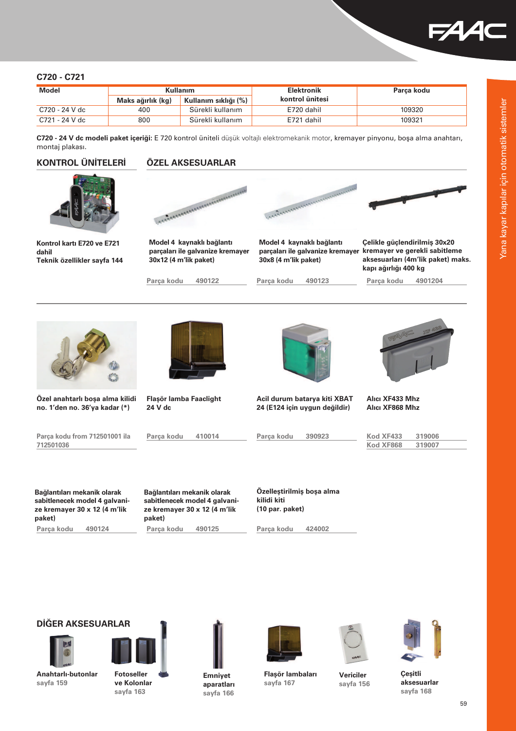## C720 - C721

| Model | Kullanım | | Elektronik kontrol ünitesi | Parça kodu |
|---|---|---|---|---|
| | Maks ağırlık (kg) | Kullanım sıklığı (%) | | |
| C720 - 24 V dc | 400 | Sürekli kullanım | E720 dahil | 109320 |
| C721 - 24 V dc | 800 | Sürekli kullanım | E721 dahil | 109321 |

**C720 - 24 V dc modeli paket içeriği:** E 720 kontrol üniteli düşük voltajlı elektromekanik motor, kremayer pinyonu, boşa alma anahtarı, montaj plakası.

## KONTROL ÜNİTELERİ

**Kontrol kartı E720 ve E721 dahil**
**Teknik özellikler sayfa 144**

## ÖZEL AKSESUARLAR

**Model 4 kaynaklı bağlantı parçaları ile galvanize kremayer 30x12 (4 m'lik paket)**
Parça kodu 490122

**Model 4 kaynaklı bağlantı parçaları ile galvanize kremayer 30x8 (4 m'lik paket)**
Parça kodu 490123

**Çelikle güçlendirilmiş 30x20 kremayer ve gerekli sabitleme aksesuarları (4m'lik paket) maks. kapı ağırlığı 400 kg**
Parça kodu 4901204

**Özel anahtarlı boşa alma kilidi no. 1'den no. 36'ya kadar (*)**
Parça kodu from 712501001 ila 712501036

**Flaşör lamba Faaclight 24 V dc**
Parça kodu 410014

**Acil durum batarya kiti XBAT 24 (E124 için uygun değildir)**
Parça kodu 390923

**Alıcı XF433 Mhz**
**Alıcı XF868 Mhz**
Kod XF433 319006
Kod XF868 319007

**Bağlantıları mekanik olarak sabitlenecek model 4 galvanize kremayer 30 x 12 (4 m'lik paket)**
Parça kodu 490124

**Bağlantıları mekanik olarak sabitlenecek model 4 galvanize kremayer 30 x 12 (4 m'lik paket)**
Parça kodu 490125

**Özelleştirilmiş boşa alma kilidi kiti (10 par. paket)**
Parça kodu 424002

## DİĞER AKSESUARLAR

**Anahtarlı-butonlar** sayfa 159

**Fotoseller ve Kolonlar** sayfa 163

**Emniyet aparatları** sayfa 166

**Flaşör lambaları** sayfa 167

**Vericiler** sayfa 156

**Çeşitli aksesuarlar** sayfa 168